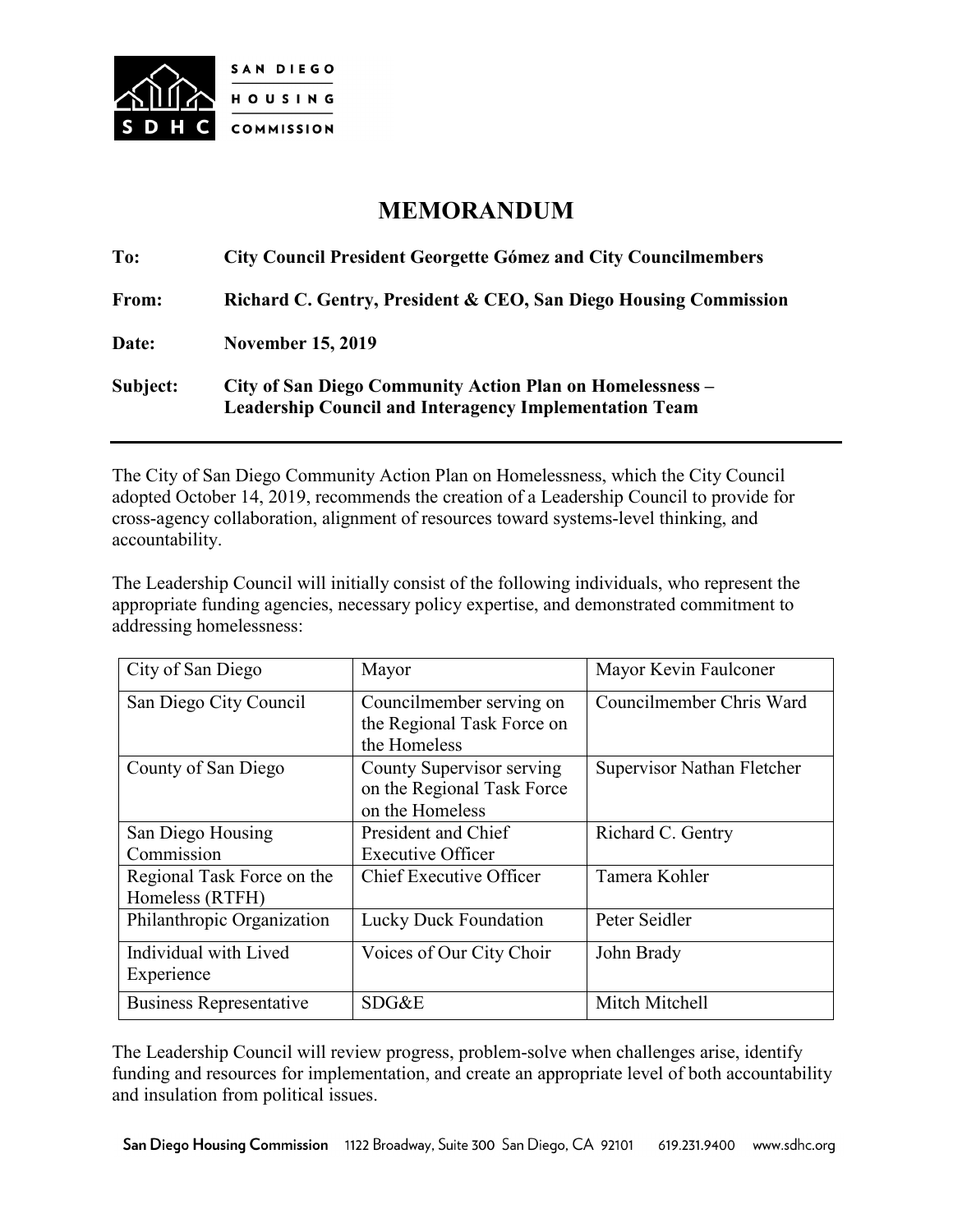# MEMORANDUM

**To:** **City Council President Georgette Gómez and City Councilmembers**

**From:** **Richard C. Gentry, President & CEO, San Diego Housing Commission**

**Date:** **November 15, 2019**

**Subject:** **City of San Diego Community Action Plan on Homelessness – Leadership Council and Interagency Implementation Team**

---

The City of San Diego Community Action Plan on Homelessness, which the City Council adopted October 14, 2019, recommends the creation of a Leadership Council to provide for cross-agency collaboration, alignment of resources toward systems-level thinking, and accountability.

The Leadership Council will initially consist of the following individuals, who represent the appropriate funding agencies, necessary policy expertise, and demonstrated commitment to addressing homelessness:

| | | |
|---|---|---|
| City of San Diego | Mayor | Mayor Kevin Faulconer |
| San Diego City Council | Councilmember serving on the Regional Task Force on the Homeless | Councilmember Chris Ward |
| County of San Diego | County Supervisor serving on the Regional Task Force on the Homeless | Supervisor Nathan Fletcher |
| San Diego Housing Commission | President and Chief Executive Officer | Richard C. Gentry |
| Regional Task Force on the Homeless (RTFH) | Chief Executive Officer | Tamera Kohler |
| Philanthropic Organization | Lucky Duck Foundation | Peter Seidler |
| Individual with Lived Experience | Voices of Our City Choir | John Brady |
| Business Representative | SDG&E | Mitch Mitchell |

The Leadership Council will review progress, problem-solve when challenges arise, identify funding and resources for implementation, and create an appropriate level of both accountability and insulation from political issues.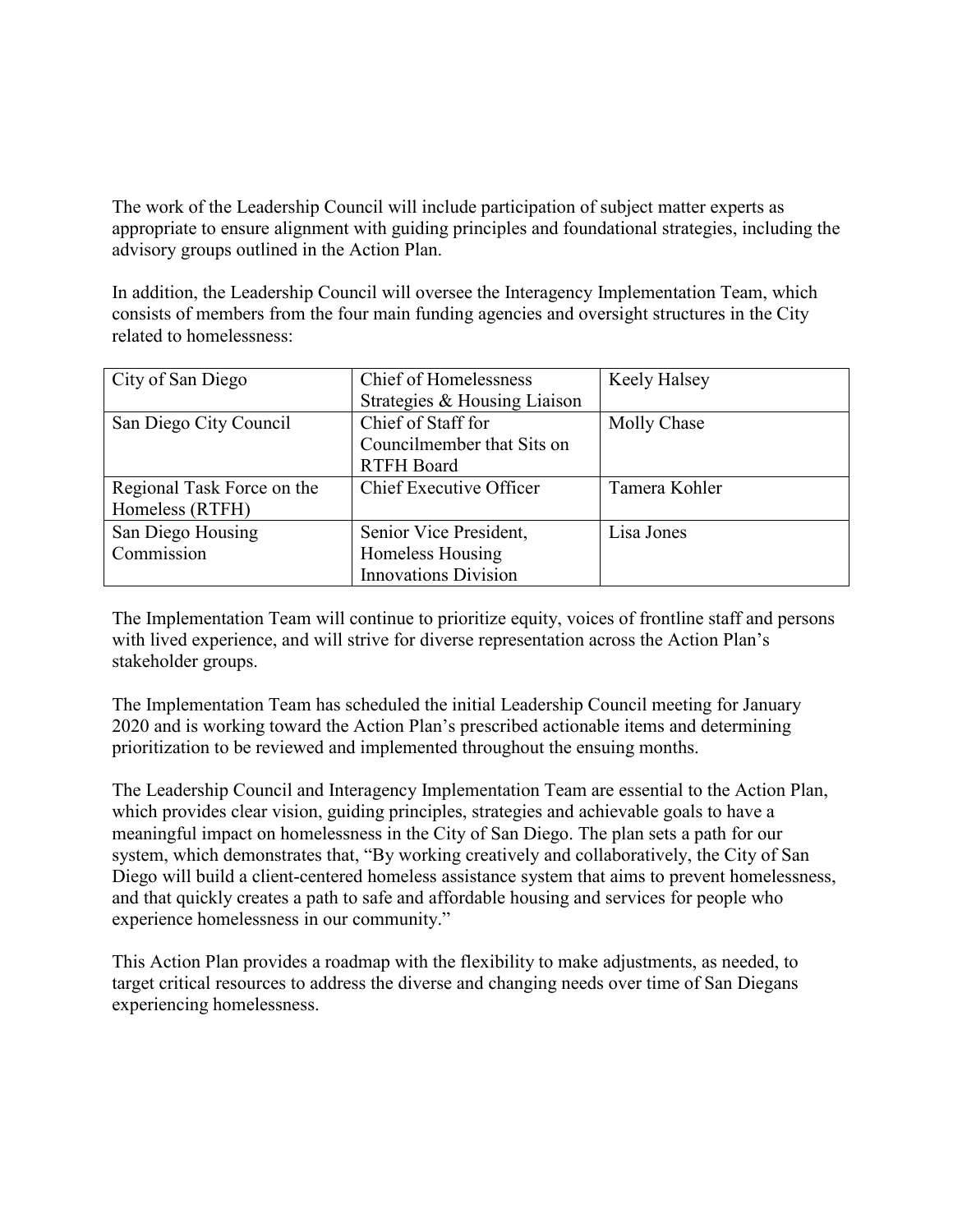The work of the Leadership Council will include participation of subject matter experts as appropriate to ensure alignment with guiding principles and foundational strategies, including the advisory groups outlined in the Action Plan.

In addition, the Leadership Council will oversee the Interagency Implementation Team, which consists of members from the four main funding agencies and oversight structures in the City related to homelessness:

| | | |
|---|---|---|
| City of San Diego | Chief of Homelessness Strategies & Housing Liaison | Keely Halsey |
| San Diego City Council | Chief of Staff for Councilmember that Sits on RTFH Board | Molly Chase |
| Regional Task Force on the Homeless (RTFH) | Chief Executive Officer | Tamera Kohler |
| San Diego Housing Commission | Senior Vice President, Homeless Housing Innovations Division | Lisa Jones |

The Implementation Team will continue to prioritize equity, voices of frontline staff and persons with lived experience, and will strive for diverse representation across the Action Plan's stakeholder groups.

The Implementation Team has scheduled the initial Leadership Council meeting for January 2020 and is working toward the Action Plan's prescribed actionable items and determining prioritization to be reviewed and implemented throughout the ensuing months.

The Leadership Council and Interagency Implementation Team are essential to the Action Plan, which provides clear vision, guiding principles, strategies and achievable goals to have a meaningful impact on homelessness in the City of San Diego. The plan sets a path for our system, which demonstrates that, "By working creatively and collaboratively, the City of San Diego will build a client-centered homeless assistance system that aims to prevent homelessness, and that quickly creates a path to safe and affordable housing and services for people who experience homelessness in our community."

This Action Plan provides a roadmap with the flexibility to make adjustments, as needed, to target critical resources to address the diverse and changing needs over time of San Diegans experiencing homelessness.